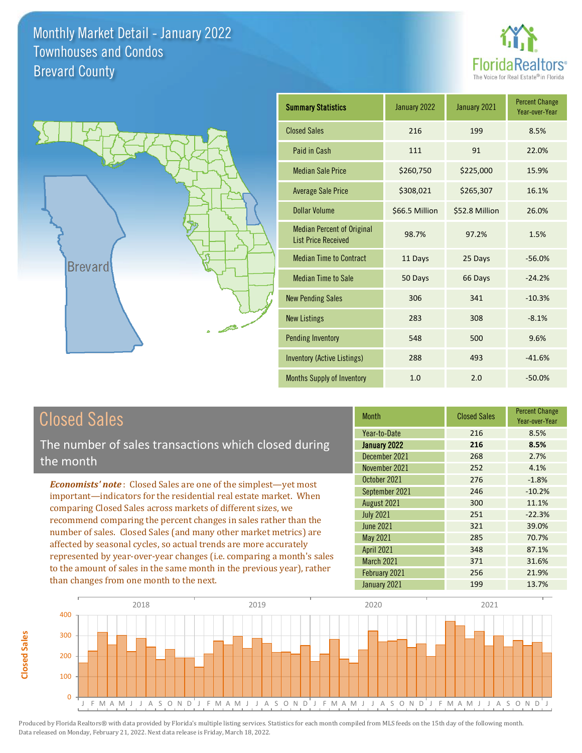# Monthly Market Detail - January 2022
## Townhouses and Condos
## Brevard County

FloridaRealtors® The Voice for Real Estate® in Florida

| Summary Statistics | January 2022 | January 2021 | Percent Change Year-over-Year |
|---|---|---|---|
| Closed Sales | 216 | 199 | 8.5% |
| Paid in Cash | 111 | 91 | 22.0% |
| Median Sale Price | $260,750 | $225,000 | 15.9% |
| Average Sale Price | $308,021 | $265,307 | 16.1% |
| Dollar Volume | $66.5 Million | $52.8 Million | 26.0% |
| Median Percent of Original List Price Received | 98.7% | 97.2% | 1.5% |
| Median Time to Contract | 11 Days | 25 Days | -56.0% |
| Median Time to Sale | 50 Days | 66 Days | -24.2% |
| New Pending Sales | 306 | 341 | -10.3% |
| New Listings | 283 | 308 | -8.1% |
| Pending Inventory | 548 | 500 | 9.6% |
| Inventory (Active Listings) | 288 | 493 | -41.6% |
| Months Supply of Inventory | 1.0 | 2.0 | -50.0% |

## Closed Sales

The number of sales transactions which closed during the month

*Economists' note*: Closed Sales are one of the simplest—yet most important—indicators for the residential real estate market. When comparing Closed Sales across markets of different sizes, we recommend comparing the percent changes in sales rather than the number of sales. Closed Sales (and many other market metrics) are affected by seasonal cycles, so actual trends are more accurately represented by year-over-year changes (i.e. comparing a month's sales to the amount of sales in the same month in the previous year), rather than changes from one month to the next.

| Month | Closed Sales | Percent Change Year-over-Year |
|---|---|---|
| Year-to-Date | 216 | 8.5% |
| **January 2022** | **216** | **8.5%** |
| December 2021 | 268 | 2.7% |
| November 2021 | 252 | 4.1% |
| October 2021 | 276 | -1.8% |
| September 2021 | 246 | -10.2% |
| August 2021 | 300 | 11.1% |
| July 2021 | 251 | -22.3% |
| June 2021 | 321 | 39.0% |
| May 2021 | 285 | 70.7% |
| April 2021 | 348 | 87.1% |
| March 2021 | 371 | 31.6% |
| February 2021 | 256 | 21.9% |
| January 2021 | 199 | 13.7% |

Produced by Florida Realtors® with data provided by Florida's multiple listing services. Statistics for each month compiled from MLS feeds on the 15th day of the following month. Data released on Monday, February 21, 2022. Next data release is Friday, March 18, 2022.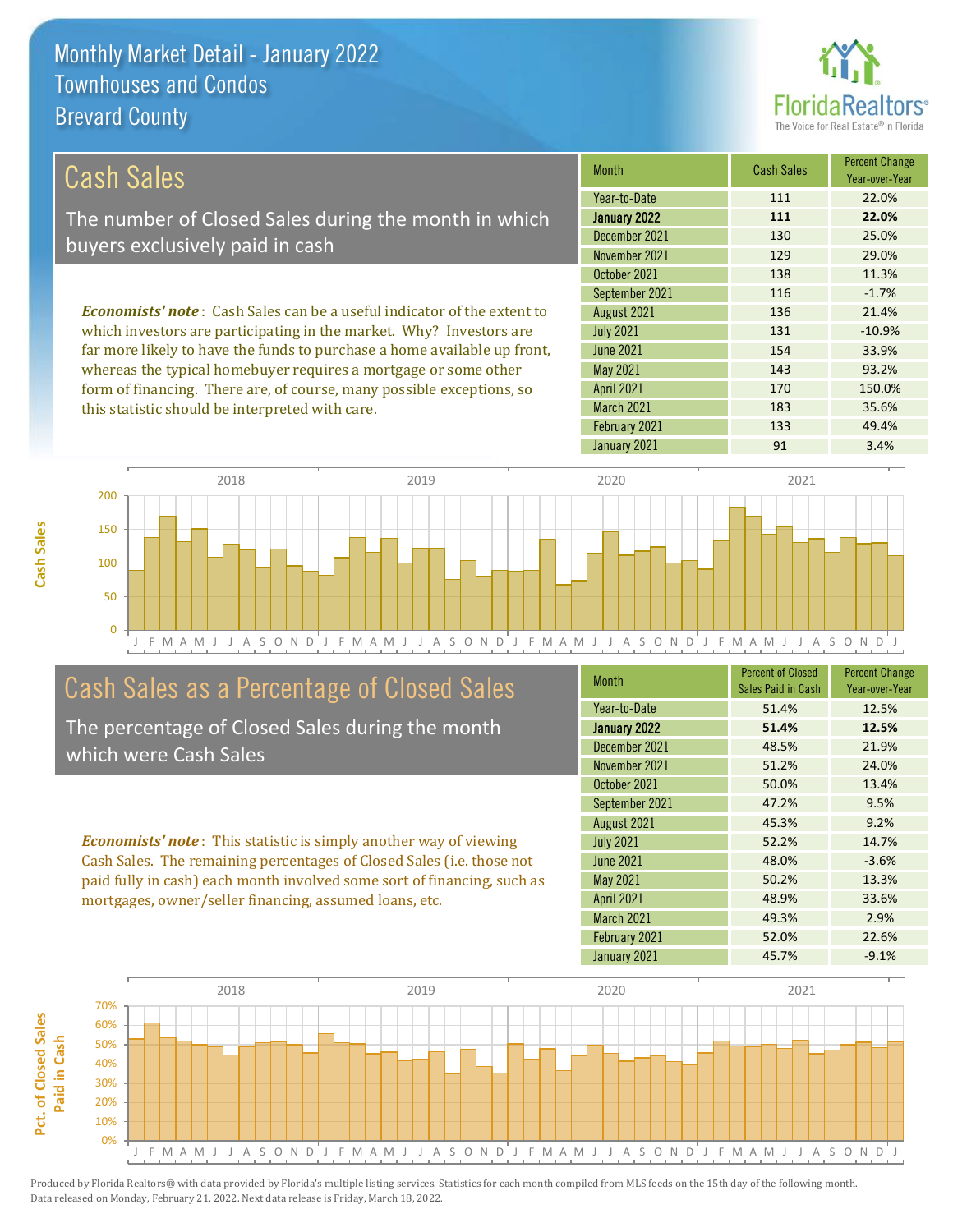# Monthly Market Detail - January 2022
## Townhouses and Condos
## Brevard County

## Cash Sales

The number of Closed Sales during the month in which buyers exclusively paid in cash

***Economists' note***: Cash Sales can be a useful indicator of the extent to which investors are participating in the market. Why? Investors are far more likely to have the funds to purchase a home available up front, whereas the typical homebuyer requires a mortgage or some other form of financing. There are, of course, many possible exceptions, so this statistic should be interpreted with care.

| Month | Cash Sales | Percent Change Year-over-Year |
|---|---|---|
| Year-to-Date | 111 | 22.0% |
| **January 2022** | **111** | **22.0%** |
| December 2021 | 130 | 25.0% |
| November 2021 | 129 | 29.0% |
| October 2021 | 138 | 11.3% |
| September 2021 | 116 | -1.7% |
| August 2021 | 136 | 21.4% |
| July 2021 | 131 | -10.9% |
| June 2021 | 154 | 33.9% |
| May 2021 | 143 | 93.2% |
| April 2021 | 170 | 150.0% |
| March 2021 | 183 | 35.6% |
| February 2021 | 133 | 49.4% |
| January 2021 | 91 | 3.4% |

## Cash Sales as a Percentage of Closed Sales

The percentage of Closed Sales during the month which were Cash Sales

***Economists' note***: This statistic is simply another way of viewing Cash Sales. The remaining percentages of Closed Sales (i.e. those not paid fully in cash) each month involved some sort of financing, such as mortgages, owner/seller financing, assumed loans, etc.

| Month | Percent of Closed Sales Paid in Cash | Percent Change Year-over-Year |
|---|---|---|
| Year-to-Date | 51.4% | 12.5% |
| **January 2022** | **51.4%** | **12.5%** |
| December 2021 | 48.5% | 21.9% |
| November 2021 | 51.2% | 24.0% |
| October 2021 | 50.0% | 13.4% |
| September 2021 | 47.2% | 9.5% |
| August 2021 | 45.3% | 9.2% |
| July 2021 | 52.2% | 14.7% |
| June 2021 | 48.0% | -3.6% |
| May 2021 | 50.2% | 13.3% |
| April 2021 | 48.9% | 33.6% |
| March 2021 | 49.3% | 2.9% |
| February 2021 | 52.0% | 22.6% |
| January 2021 | 45.7% | -9.1% |

Produced by Florida Realtors® with data provided by Florida's multiple listing services. Statistics for each month compiled from MLS feeds on the 15th day of the following month. Data released on Monday, February 21, 2022. Next data release is Friday, March 18, 2022.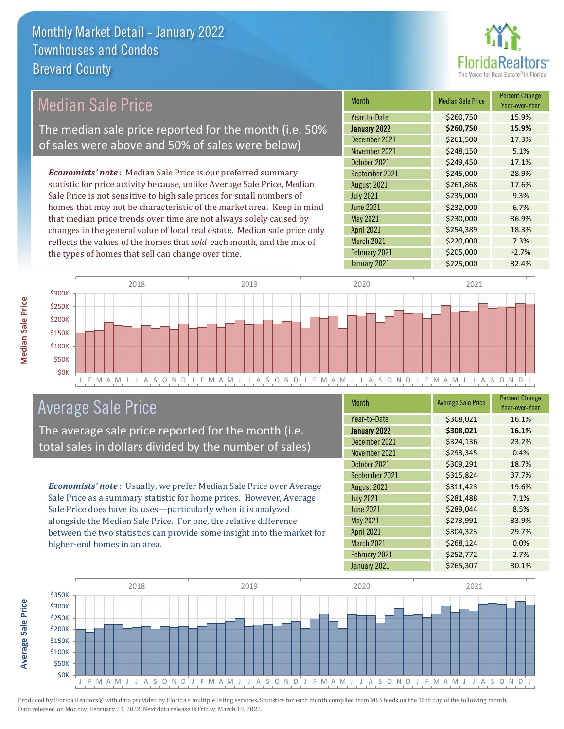# Monthly Market Detail - January 2022
## Townhouses and Condos
## Brevard County

## Median Sale Price

The median sale price reported for the month (i.e. 50% of sales were above and 50% of sales were below)

*Economists' note*: Median Sale Price is our preferred summary statistic for price activity because, unlike Average Sale Price, Median Sale Price is not sensitive to high sale prices for small numbers of homes that may not be characteristic of the market area. Keep in mind that median price trends over time are not always solely caused by changes in the general value of local real estate. Median sale price only reflects the values of the homes that *sold* each month, and the mix of the types of homes that sell can change over time.

| Month | Median Sale Price | Percent Change Year-over-Year |
|---|---|---|
| Year-to-Date | $260,750 | 15.9% |
| **January 2022** | **$260,750** | **15.9%** |
| December 2021 | $261,500 | 17.3% |
| November 2021 | $248,150 | 5.1% |
| October 2021 | $249,450 | 17.1% |
| September 2021 | $245,000 | 28.9% |
| August 2021 | $261,868 | 17.6% |
| July 2021 | $235,000 | 9.3% |
| June 2021 | $232,000 | 6.7% |
| May 2021 | $230,000 | 36.9% |
| April 2021 | $254,389 | 18.3% |
| March 2021 | $220,000 | 7.3% |
| February 2021 | $205,000 | -2.7% |
| January 2021 | $225,000 | 32.4% |

## Average Sale Price

The average sale price reported for the month (i.e. total sales in dollars divided by the number of sales)

*Economists' note*: Usually, we prefer Median Sale Price over Average Sale Price as a summary statistic for home prices. However, Average Sale Price does have its uses—particularly when it is analyzed alongside the Median Sale Price. For one, the relative difference between the two statistics can provide some insight into the market for higher-end homes in an area.

| Month | Average Sale Price | Percent Change Year-over-Year |
|---|---|---|
| Year-to-Date | $308,021 | 16.1% |
| **January 2022** | **$308,021** | **16.1%** |
| December 2021 | $324,136 | 23.2% |
| November 2021 | $293,345 | 0.4% |
| October 2021 | $309,291 | 18.7% |
| September 2021 | $315,824 | 37.7% |
| August 2021 | $311,423 | 19.6% |
| July 2021 | $281,488 | 7.1% |
| June 2021 | $289,044 | 8.5% |
| May 2021 | $273,991 | 33.9% |
| April 2021 | $304,323 | 29.7% |
| March 2021 | $268,124 | 0.0% |
| February 2021 | $252,772 | 2.7% |
| January 2021 | $265,307 | 30.1% |

Produced by Florida Realtors® with data provided by Florida's multiple listing services. Statistics for each month compiled from MLS feeds on the 15th day of the following month. Data released on Monday, February 21, 2022. Next data release is Friday, March 18, 2022.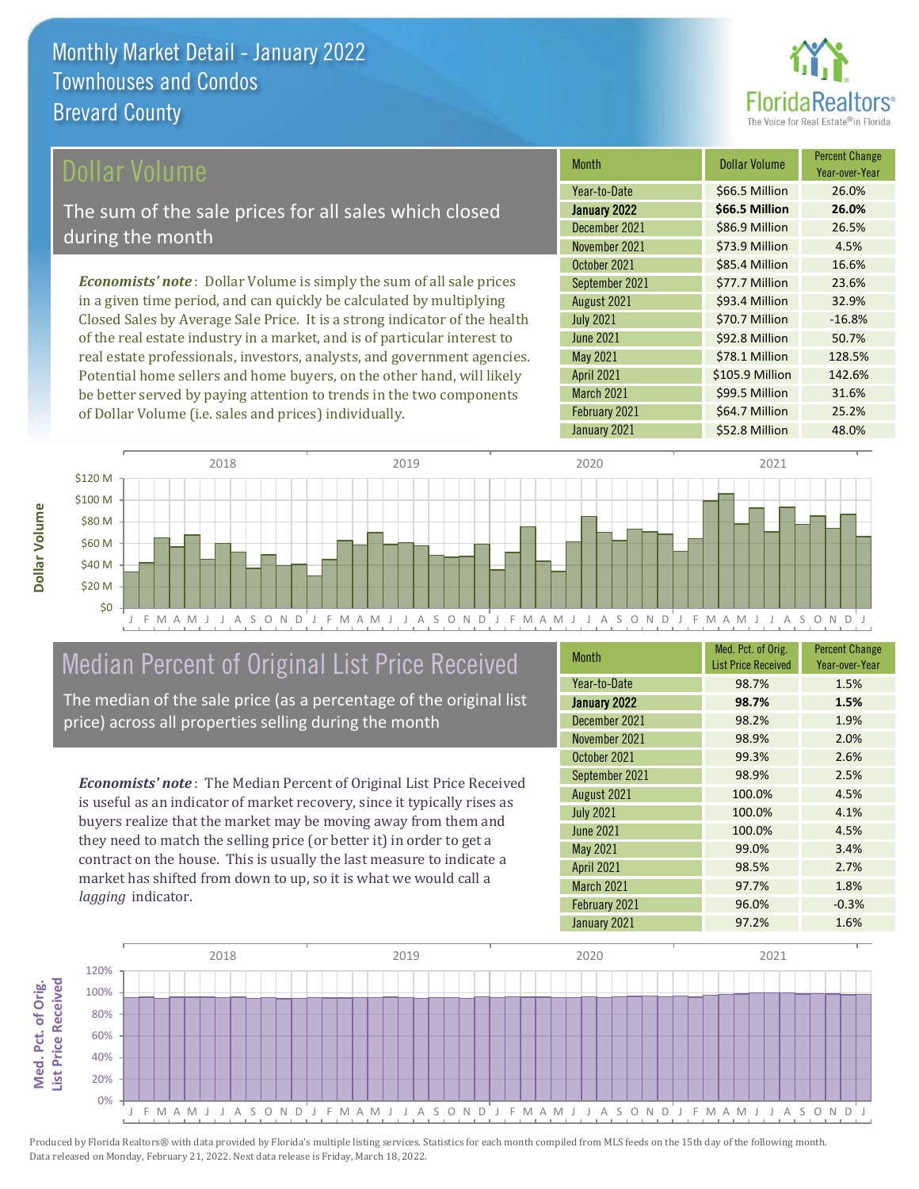# Monthly Market Detail - January 2022
## Townhouses and Condos
## Brevard County

## Dollar Volume

The sum of the sale prices for all sales which closed during the month

***Economists' note***: Dollar Volume is simply the sum of all sale prices in a given time period, and can quickly be calculated by multiplying Closed Sales by Average Sale Price. It is a strong indicator of the health of the real estate industry in a market, and is of particular interest to real estate professionals, investors, analysts, and government agencies. Potential home sellers and home buyers, on the other hand, will likely be better served by paying attention to trends in the two components of Dollar Volume (i.e. sales and prices) individually.

| Month | Dollar Volume | Percent Change Year-over-Year |
|---|---|---|
| Year-to-Date | $66.5 Million | 26.0% |
| **January 2022** | **$66.5 Million** | **26.0%** |
| December 2021 | $86.9 Million | 26.5% |
| November 2021 | $73.9 Million | 4.5% |
| October 2021 | $85.4 Million | 16.6% |
| September 2021 | $77.7 Million | 23.6% |
| August 2021 | $93.4 Million | 32.9% |
| July 2021 | $70.7 Million | -16.8% |
| June 2021 | $92.8 Million | 50.7% |
| May 2021 | $78.1 Million | 128.5% |
| April 2021 | $105.9 Million | 142.6% |
| March 2021 | $99.5 Million | 31.6% |
| February 2021 | $64.7 Million | 25.2% |
| January 2021 | $52.8 Million | 48.0% |

## Median Percent of Original List Price Received

The median of the sale price (as a percentage of the original list price) across all properties selling during the month

***Economists' note***: The Median Percent of Original List Price Received is useful as an indicator of market recovery, since it typically rises as buyers realize that the market may be moving away from them and they need to match the selling price (or better it) in order to get a contract on the house. This is usually the last measure to indicate a market has shifted from down to up, so it is what we would call a *lagging* indicator.

| Month | Med. Pct. of Orig. List Price Received | Percent Change Year-over-Year |
|---|---|---|
| Year-to-Date | 98.7% | 1.5% |
| **January 2022** | **98.7%** | **1.5%** |
| December 2021 | 98.2% | 1.9% |
| November 2021 | 98.9% | 2.0% |
| October 2021 | 99.3% | 2.6% |
| September 2021 | 98.9% | 2.5% |
| August 2021 | 100.0% | 4.5% |
| July 2021 | 100.0% | 4.1% |
| June 2021 | 100.0% | 4.5% |
| May 2021 | 99.0% | 3.4% |
| April 2021 | 98.5% | 2.7% |
| March 2021 | 97.7% | 1.8% |
| February 2021 | 96.0% | -0.3% |
| January 2021 | 97.2% | 1.6% |

Produced by Florida Realtors® with data provided by Florida's multiple listing services. Statistics for each month compiled from MLS feeds on the 15th day of the following month. Data released on Monday, February 21, 2022. Next data release is Friday, March 18, 2022.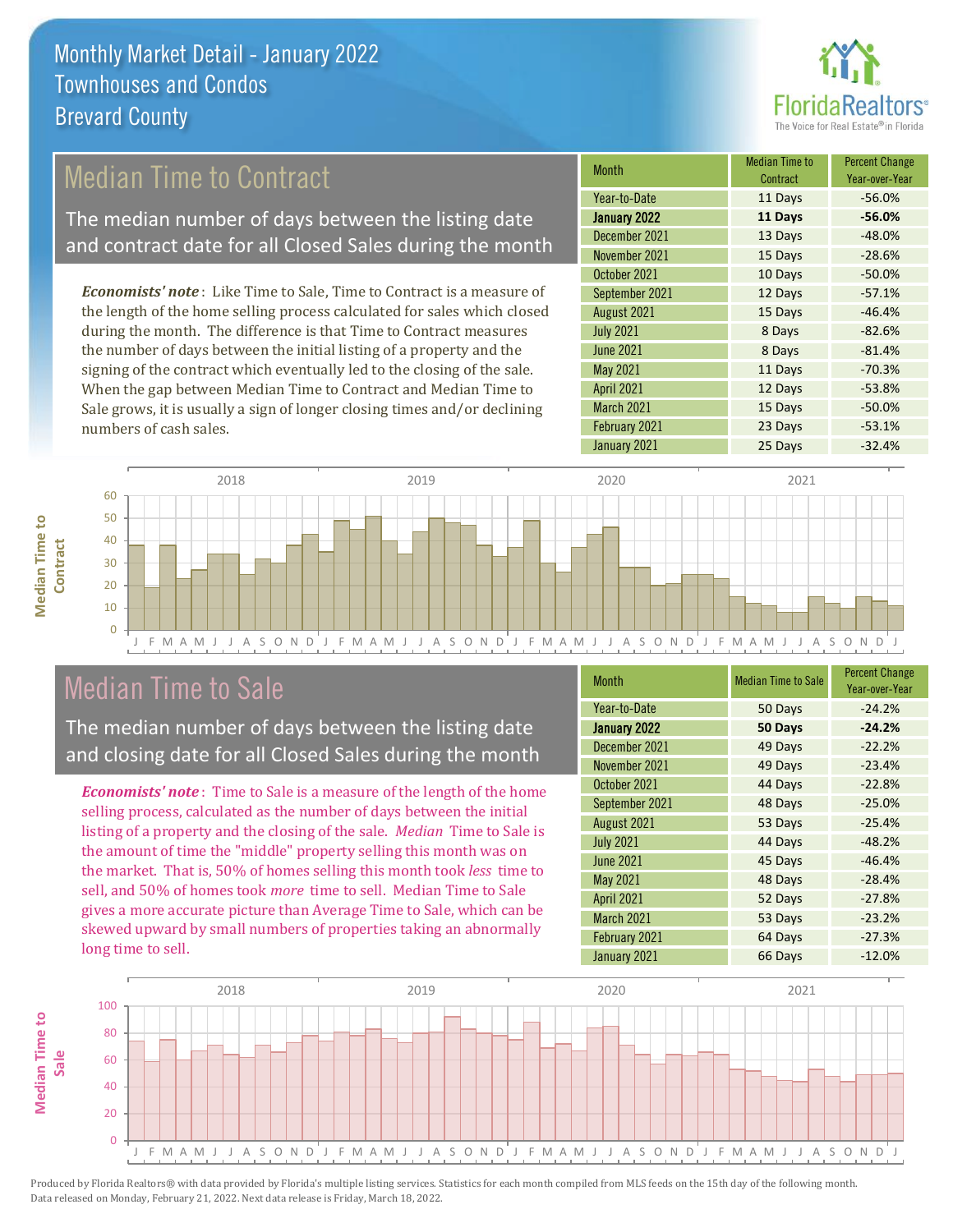Monthly Market Detail - January 2022
Townhouses and Condos
Brevard County

## Median Time to Contract

The median number of days between the listing date and contract date for all Closed Sales during the month

*Economists' note*: Like Time to Sale, Time to Contract is a measure of the length of the home selling process calculated for sales which closed during the month. The difference is that Time to Contract measures the number of days between the initial listing of a property and the signing of the contract which eventually led to the closing of the sale. When the gap between Median Time to Contract and Median Time to Sale grows, it is usually a sign of longer closing times and/or declining numbers of cash sales.

| Month | Median Time to Contract | Percent Change Year-over-Year |
|---|---|---|
| Year-to-Date | 11 Days | -56.0% |
| **January 2022** | **11 Days** | **-56.0%** |
| December 2021 | 13 Days | -48.0% |
| November 2021 | 15 Days | -28.6% |
| October 2021 | 10 Days | -50.0% |
| September 2021 | 12 Days | -57.1% |
| August 2021 | 15 Days | -46.4% |
| July 2021 | 8 Days | -82.6% |
| June 2021 | 8 Days | -81.4% |
| May 2021 | 11 Days | -70.3% |
| April 2021 | 12 Days | -53.8% |
| March 2021 | 15 Days | -50.0% |
| February 2021 | 23 Days | -53.1% |
| January 2021 | 25 Days | -32.4% |

## Median Time to Sale

The median number of days between the listing date and closing date for all Closed Sales during the month

*Economists' note*: Time to Sale is a measure of the length of the home selling process, calculated as the number of days between the initial listing of a property and the closing of the sale. *Median* Time to Sale is the amount of time the "middle" property selling this month was on the market. That is, 50% of homes selling this month took *less* time to sell, and 50% of homes took *more* time to sell. Median Time to Sale gives a more accurate picture than Average Time to Sale, which can be skewed upward by small numbers of properties taking an abnormally long time to sell.

| Month | Median Time to Sale | Percent Change Year-over-Year |
|---|---|---|
| Year-to-Date | 50 Days | -24.2% |
| **January 2022** | **50 Days** | **-24.2%** |
| December 2021 | 49 Days | -22.2% |
| November 2021 | 49 Days | -23.4% |
| October 2021 | 44 Days | -22.8% |
| September 2021 | 48 Days | -25.0% |
| August 2021 | 53 Days | -25.4% |
| July 2021 | 44 Days | -48.2% |
| June 2021 | 45 Days | -46.4% |
| May 2021 | 48 Days | -28.4% |
| April 2021 | 52 Days | -27.8% |
| March 2021 | 53 Days | -23.2% |
| February 2021 | 64 Days | -27.3% |
| January 2021 | 66 Days | -12.0% |

Produced by Florida Realtors® with data provided by Florida's multiple listing services. Statistics for each month compiled from MLS feeds on the 15th day of the following month. Data released on Monday, February 21, 2022. Next data release is Friday, March 18, 2022.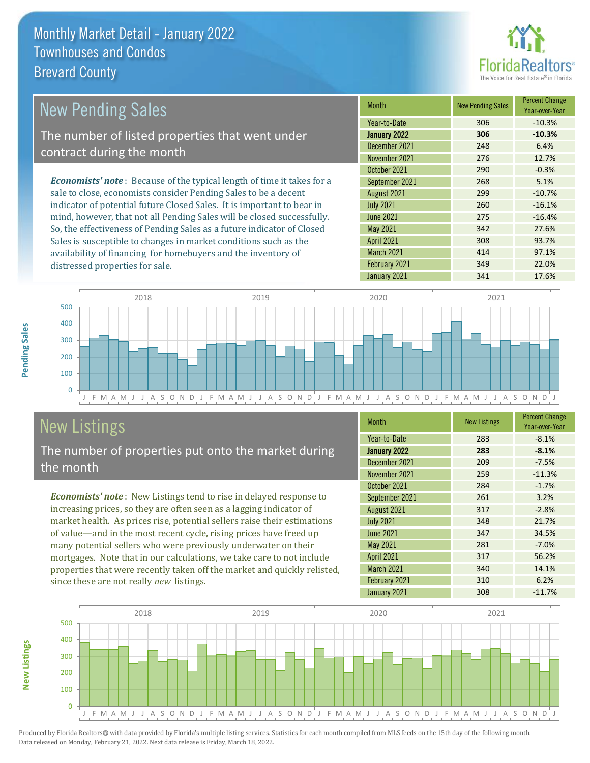# Monthly Market Detail - January 2022
## Townhouses and Condos
## Brevard County

## New Pending Sales

The number of listed properties that went under contract during the month

*Economists' note*: Because of the typical length of time it takes for a sale to close, economists consider Pending Sales to be a decent indicator of potential future Closed Sales. It is important to bear in mind, however, that not all Pending Sales will be closed successfully. So, the effectiveness of Pending Sales as a future indicator of Closed Sales is susceptible to changes in market conditions such as the availability of financing for homebuyers and the inventory of distressed properties for sale.

| Month | New Pending Sales | Percent Change Year-over-Year |
|---|---|---|
| Year-to-Date | 306 | -10.3% |
| **January 2022** | **306** | **-10.3%** |
| December 2021 | 248 | 6.4% |
| November 2021 | 276 | 12.7% |
| October 2021 | 290 | -0.3% |
| September 2021 | 268 | 5.1% |
| August 2021 | 299 | -10.7% |
| July 2021 | 260 | -16.1% |
| June 2021 | 275 | -16.4% |
| May 2021 | 342 | 27.6% |
| April 2021 | 308 | 93.7% |
| March 2021 | 414 | 97.1% |
| February 2021 | 349 | 22.0% |
| January 2021 | 341 | 17.6% |

## New Listings

The number of properties put onto the market during the month

*Economists' note*: New Listings tend to rise in delayed response to increasing prices, so they are often seen as a lagging indicator of market health. As prices rise, potential sellers raise their estimations of value—and in the most recent cycle, rising prices have freed up many potential sellers who were previously underwater on their mortgages. Note that in our calculations, we take care to not include properties that were recently taken off the market and quickly relisted, since these are not really *new* listings.

| Month | New Listings | Percent Change Year-over-Year |
|---|---|---|
| Year-to-Date | 283 | -8.1% |
| **January 2022** | **283** | **-8.1%** |
| December 2021 | 209 | -7.5% |
| November 2021 | 259 | -11.3% |
| October 2021 | 284 | -1.7% |
| September 2021 | 261 | 3.2% |
| August 2021 | 317 | -2.8% |
| July 2021 | 348 | 21.7% |
| June 2021 | 347 | 34.5% |
| May 2021 | 281 | -7.0% |
| April 2021 | 317 | 56.2% |
| March 2021 | 340 | 14.1% |
| February 2021 | 310 | 6.2% |
| January 2021 | 308 | -11.7% |

Produced by Florida Realtors® with data provided by Florida's multiple listing services. Statistics for each month compiled from MLS feeds on the 15th day of the following month. Data released on Monday, February 21, 2022. Next data release is Friday, March 18, 2022.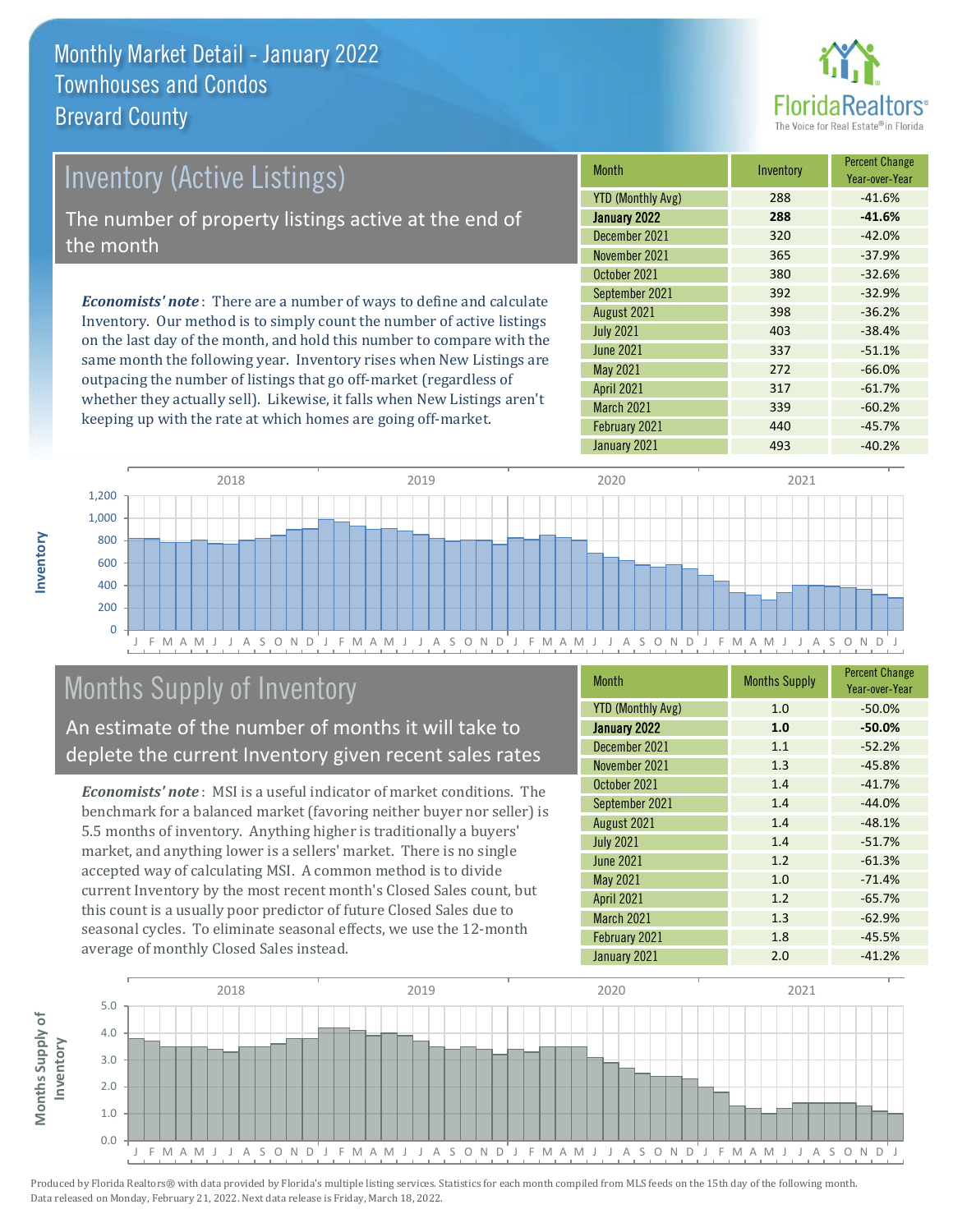# Monthly Market Detail - January 2022
## Townhouses and Condos
## Brevard County

## Inventory (Active Listings)

The number of property listings active at the end of the month

*Economists' note*: There are a number of ways to define and calculate Inventory. Our method is to simply count the number of active listings on the last day of the month, and hold this number to compare with the same month the following year. Inventory rises when New Listings are outpacing the number of listings that go off-market (regardless of whether they actually sell). Likewise, it falls when New Listings aren't keeping up with the rate at which homes are going off-market.

| Month | Inventory | Percent Change Year-over-Year |
|---|---|---|
| YTD (Monthly Avg) | 288 | -41.6% |
| **January 2022** | **288** | **-41.6%** |
| December 2021 | 320 | -42.0% |
| November 2021 | 365 | -37.9% |
| October 2021 | 380 | -32.6% |
| September 2021 | 392 | -32.9% |
| August 2021 | 398 | -36.2% |
| July 2021 | 403 | -38.4% |
| June 2021 | 337 | -51.1% |
| May 2021 | 272 | -66.0% |
| April 2021 | 317 | -61.7% |
| March 2021 | 339 | -60.2% |
| February 2021 | 440 | -45.7% |
| January 2021 | 493 | -40.2% |

## Months Supply of Inventory

An estimate of the number of months it will take to deplete the current Inventory given recent sales rates

*Economists' note*: MSI is a useful indicator of market conditions. The benchmark for a balanced market (favoring neither buyer nor seller) is 5.5 months of inventory. Anything higher is traditionally a buyers' market, and anything lower is a sellers' market. There is no single accepted way of calculating MSI. A common method is to divide current Inventory by the most recent month's Closed Sales count, but this count is a usually poor predictor of future Closed Sales due to seasonal cycles. To eliminate seasonal effects, we use the 12-month average of monthly Closed Sales instead.

| Month | Months Supply | Percent Change Year-over-Year |
|---|---|---|
| YTD (Monthly Avg) | 1.0 | -50.0% |
| **January 2022** | **1.0** | **-50.0%** |
| December 2021 | 1.1 | -52.2% |
| November 2021 | 1.3 | -45.8% |
| October 2021 | 1.4 | -41.7% |
| September 2021 | 1.4 | -44.0% |
| August 2021 | 1.4 | -48.1% |
| July 2021 | 1.4 | -51.7% |
| June 2021 | 1.2 | -61.3% |
| May 2021 | 1.0 | -71.4% |
| April 2021 | 1.2 | -65.7% |
| March 2021 | 1.3 | -62.9% |
| February 2021 | 1.8 | -45.5% |
| January 2021 | 2.0 | -41.2% |

Produced by Florida Realtors® with data provided by Florida's multiple listing services. Statistics for each month compiled from MLS feeds on the 15th day of the following month. Data released on Monday, February 21, 2022. Next data release is Friday, March 18, 2022.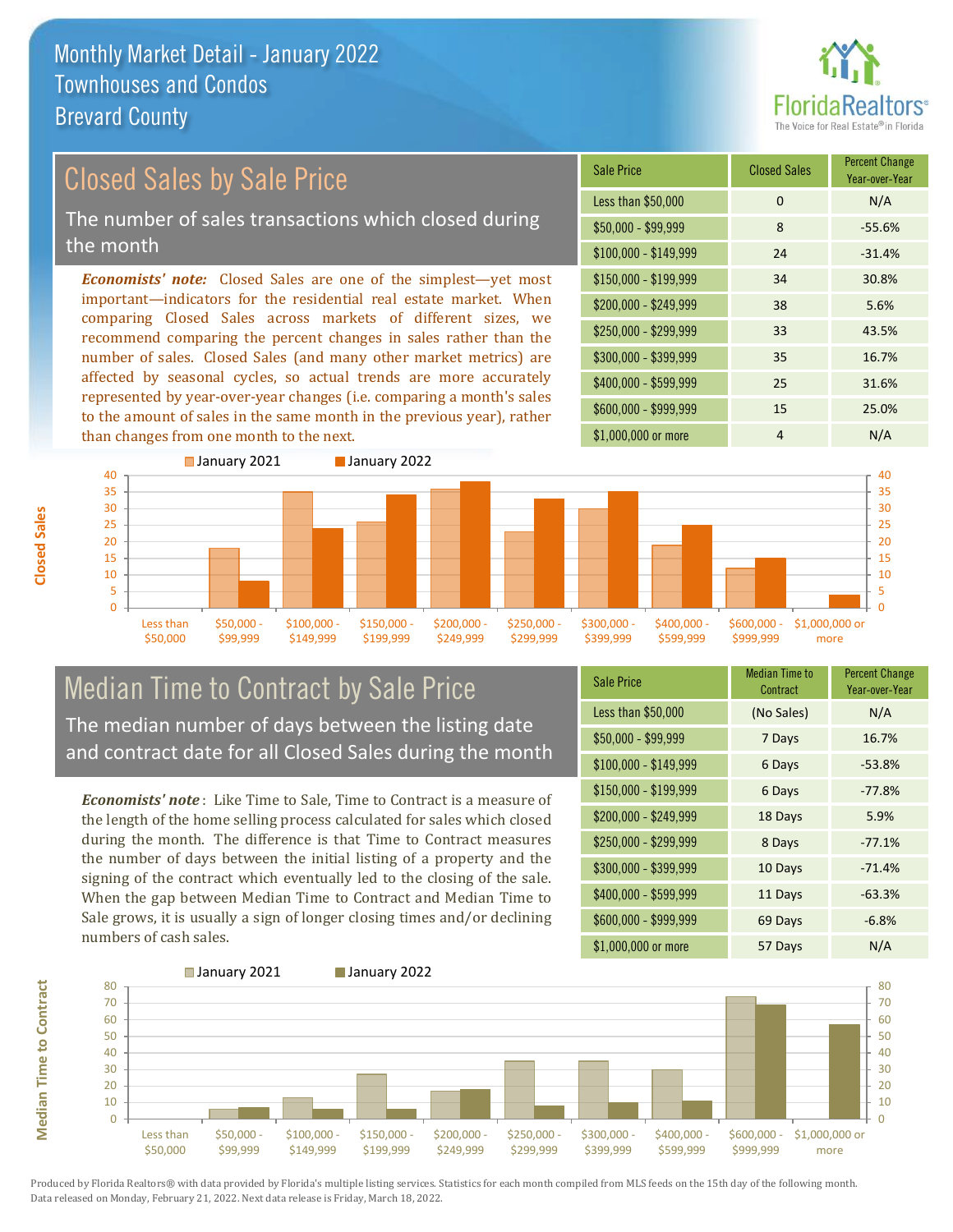# Monthly Market Detail - January 2022
## Townhouses and Condos
## Brevard County

## Closed Sales by Sale Price

The number of sales transactions which closed during the month

***Economists' note:*** Closed Sales are one of the simplest—yet most important—indicators for the residential real estate market. When comparing Closed Sales across markets of different sizes, we recommend comparing the percent changes in sales rather than the number of sales. Closed Sales (and many other market metrics) are affected by seasonal cycles, so actual trends are more accurately represented by year-over-year changes (i.e. comparing a month's sales to the amount of sales in the same month in the previous year), rather than changes from one month to the next.

| Sale Price | Closed Sales | Percent Change Year-over-Year |
|---|---|---|
| Less than $50,000 | 0 | N/A |
| $50,000 - $99,999 | 8 | -55.6% |
| $100,000 - $149,999 | 24 | -31.4% |
| $150,000 - $199,999 | 34 | 30.8% |
| $200,000 - $249,999 | 38 | 5.6% |
| $250,000 - $299,999 | 33 | 43.5% |
| $300,000 - $399,999 | 35 | 16.7% |
| $400,000 - $599,999 | 25 | 31.6% |
| $600,000 - $999,999 | 15 | 25.0% |
| $1,000,000 or more | 4 | N/A |

## Median Time to Contract by Sale Price

The median number of days between the listing date and contract date for all Closed Sales during the month

***Economists' note***: Like Time to Sale, Time to Contract is a measure of the length of the home selling process calculated for sales which closed during the month. The difference is that Time to Contract measures the number of days between the initial listing of a property and the signing of the contract which eventually led to the closing of the sale. When the gap between Median Time to Contract and Median Time to Sale grows, it is usually a sign of longer closing times and/or declining numbers of cash sales.

| Sale Price | Median Time to Contract | Percent Change Year-over-Year |
|---|---|---|
| Less than $50,000 | (No Sales) | N/A |
| $50,000 - $99,999 | 7 Days | 16.7% |
| $100,000 - $149,999 | 6 Days | -53.8% |
| $150,000 - $199,999 | 6 Days | -77.8% |
| $200,000 - $249,999 | 18 Days | 5.9% |
| $250,000 - $299,999 | 8 Days | -77.1% |
| $300,000 - $399,999 | 10 Days | -71.4% |
| $400,000 - $599,999 | 11 Days | -63.3% |
| $600,000 - $999,999 | 69 Days | -6.8% |
| $1,000,000 or more | 57 Days | N/A |

Produced by Florida Realtors® with data provided by Florida's multiple listing services. Statistics for each month compiled from MLS feeds on the 15th day of the following month. Data released on Monday, February 21, 2022. Next data release is Friday, March 18, 2022.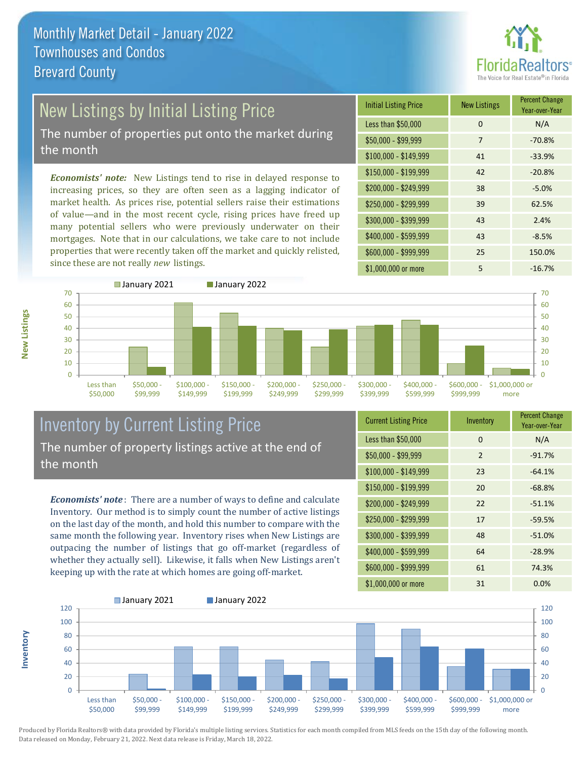# Monthly Market Detail - January 2022
## Townhouses and Condos
## Brevard County

## New Listings by Initial Listing Price

The number of properties put onto the market during the month

*Economists' note:* New Listings tend to rise in delayed response to increasing prices, so they are often seen as a lagging indicator of market health. As prices rise, potential sellers raise their estimations of value—and in the most recent cycle, rising prices have freed up many potential sellers who were previously underwater on their mortgages. Note that in our calculations, we take care to not include properties that were recently taken off the market and quickly relisted, since these are not really *new* listings.

| Initial Listing Price | New Listings | Percent Change Year-over-Year |
|---|---|---|
| Less than $50,000 | 0 | N/A |
| $50,000 - $99,999 | 7 | -70.8% |
| $100,000 - $149,999 | 41 | -33.9% |
| $150,000 - $199,999 | 42 | -20.8% |
| $200,000 - $249,999 | 38 | -5.0% |
| $250,000 - $299,999 | 39 | 62.5% |
| $300,000 - $399,999 | 43 | 2.4% |
| $400,000 - $599,999 | 43 | -8.5% |
| $600,000 - $999,999 | 25 | 150.0% |
| $1,000,000 or more | 5 | -16.7% |

## Inventory by Current Listing Price

The number of property listings active at the end of the month

*Economists' note*: There are a number of ways to define and calculate Inventory. Our method is to simply count the number of active listings on the last day of the month, and hold this number to compare with the same month the following year. Inventory rises when New Listings are outpacing the number of listings that go off-market (regardless of whether they actually sell). Likewise, it falls when New Listings aren't keeping up with the rate at which homes are going off-market.

| Current Listing Price | Inventory | Percent Change Year-over-Year |
|---|---|---|
| Less than $50,000 | 0 | N/A |
| $50,000 - $99,999 | 2 | -91.7% |
| $100,000 - $149,999 | 23 | -64.1% |
| $150,000 - $199,999 | 20 | -68.8% |
| $200,000 - $249,999 | 22 | -51.1% |
| $250,000 - $299,999 | 17 | -59.5% |
| $300,000 - $399,999 | 48 | -51.0% |
| $400,000 - $599,999 | 64 | -28.9% |
| $600,000 - $999,999 | 61 | 74.3% |
| $1,000,000 or more | 31 | 0.0% |

Produced by Florida Realtors® with data provided by Florida's multiple listing services. Statistics for each month compiled from MLS feeds on the 15th day of the following month. Data released on Monday, February 21, 2022. Next data release is Friday, March 18, 2022.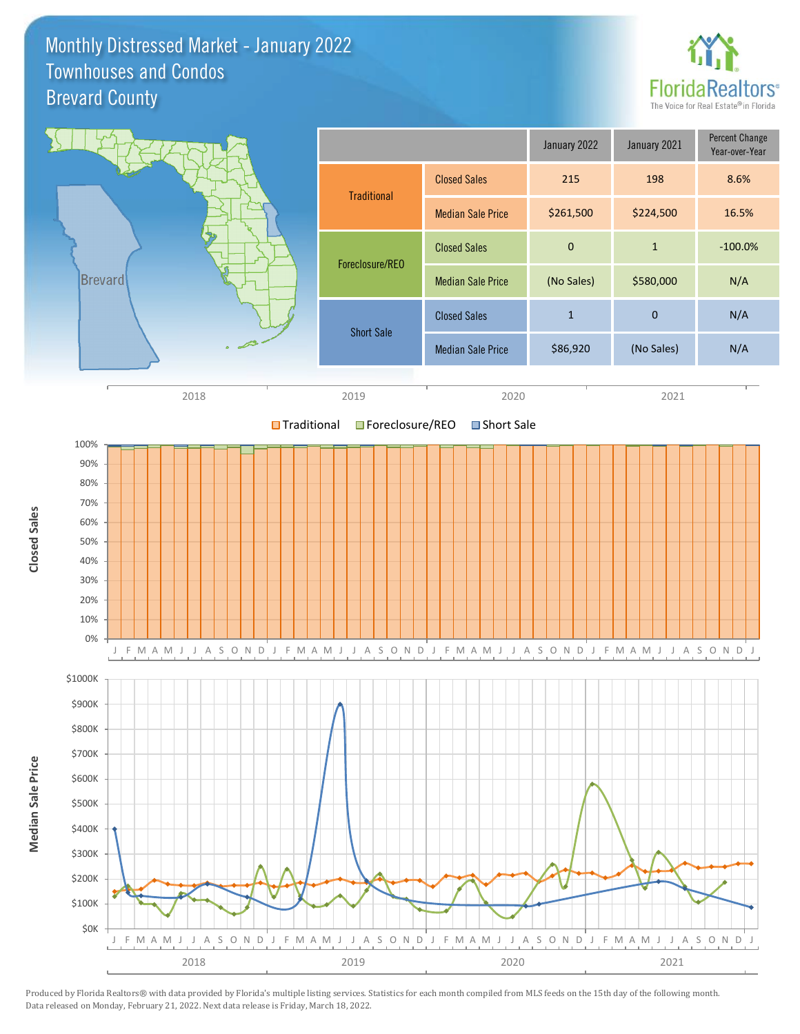# Monthly Distressed Market - January 2022
## Townhouses and Condos
## Brevard County

FloridaRealtors®
The Voice for Real Estate® in Florida

Brevard

| | | January 2022 | January 2021 | Percent Change Year-over-Year |
|---|---|---|---|---|
| Traditional | Closed Sales | 215 | 198 | 8.6% |
| | Median Sale Price | $261,500 | $224,500 | 16.5% |
| Foreclosure/REO | Closed Sales | 0 | 1 | -100.0% |
| | Median Sale Price | (No Sales) | $580,000 | N/A |
| Short Sale | Closed Sales | 1 | 0 | N/A |
| | Median Sale Price | $86,920 | (No Sales) | N/A |

2018 2019 2020 2021

Traditional   Foreclosure/REO   Short Sale

Closed Sales

100%
90%
80%
70%
60%
50%
40%
30%
20%
10%
0%

J F M A M J J A S O N D J F M A M J J A S O N D J F M A M J J A S O N D J F M A M J J A S O N D J

Median Sale Price

$1000K
$900K
$800K
$700K
$600K
$500K
$400K
$300K
$200K
$100K
$0K

J F M A M J J A S O N D J F M A M J J A S O N D J F M A M J J A S O N D J F M A M J J A S O N D J

2018 2019 2020 2021

Produced by Florida Realtors® with data provided by Florida's multiple listing services. Statistics for each month compiled from MLS feeds on the 15th day of the following month. Data released on Monday, February 21, 2022. Next data release is Friday, March 18, 2022.